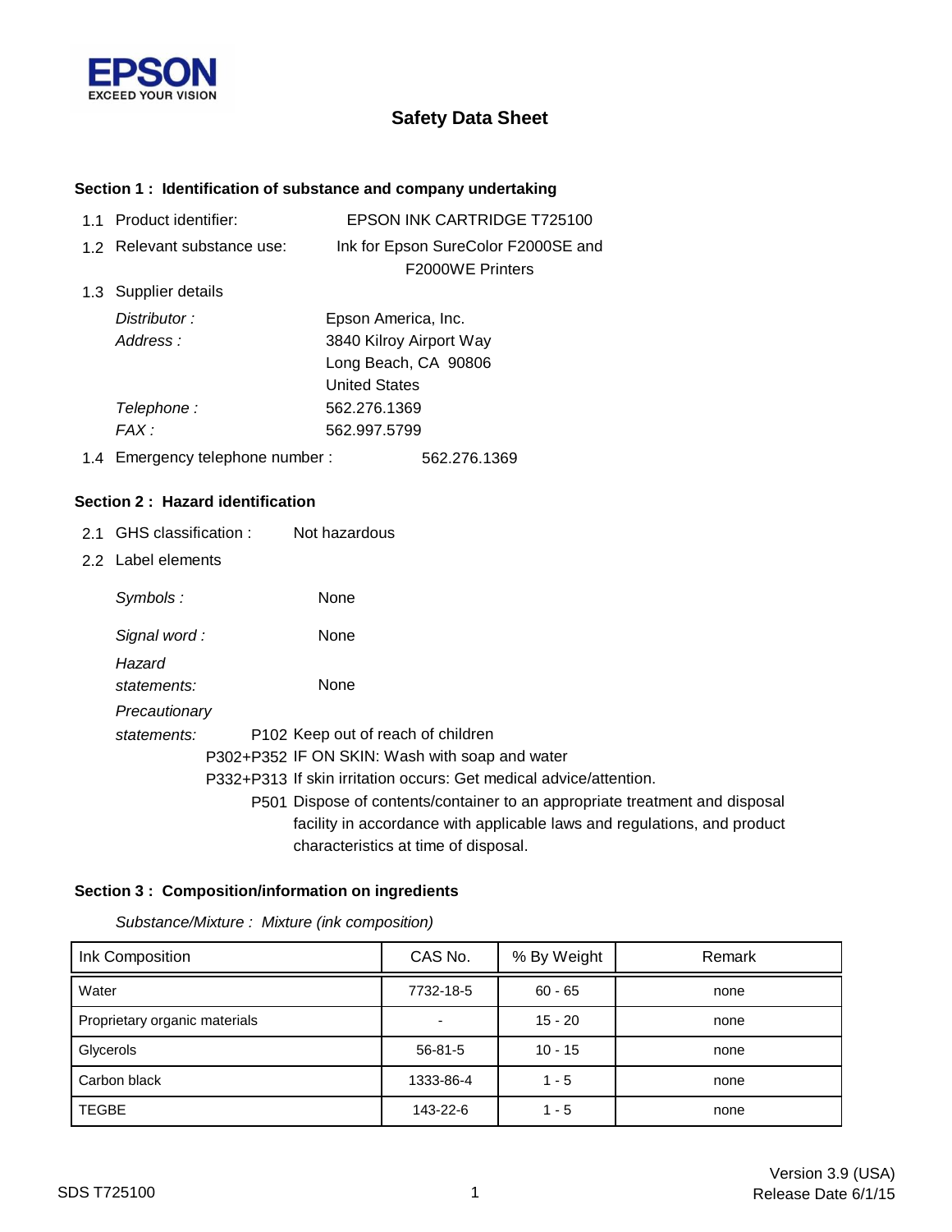EPSON
EXCEED YOUR VISION

# Safety Data Sheet

## Section 1 : Identification of substance and company undertaking

1.1 Product identifier: EPSON INK CARTRIDGE T725100

1.2 Relevant substance use: Ink for Epson SureColor F2000SE and F2000WE Printers

1.3 Supplier details

*Distributor :* Epson America, Inc.

*Address :* 3840 Kilroy Airport Way
Long Beach, CA 90806
United States

*Telephone :* 562.276.1369

*FAX :* 562.997.5799

1.4 Emergency telephone number : 562.276.1369

## Section 2 : Hazard identification

2.1 GHS classification : Not hazardous

2.2 Label elements

*Symbols :* None

*Signal word :* None

*Hazard statements:* None

*Precautionary statements:*

P102 Keep out of reach of children

P302+P352 IF ON SKIN: Wash with soap and water

P332+P313 If skin irritation occurs: Get medical advice/attention.

P501 Dispose of contents/container to an appropriate treatment and disposal facility in accordance with applicable laws and regulations, and product characteristics at time of disposal.

## Section 3 : Composition/information on ingredients

*Substance/Mixture : Mixture (ink composition)*

| Ink Composition | CAS No. | % By Weight | Remark |
|---|---|---|---|
| Water | 7732-18-5 | 60 - 65 | none |
| Proprietary organic materials | - | 15 - 20 | none |
| Glycerols | 56-81-5 | 10 - 15 | none |
| Carbon black | 1333-86-4 | 1 - 5 | none |
| TEGBE | 143-22-6 | 1 - 5 | none |

SDS T725100

Version 3.9 (USA)
Release Date 6/1/15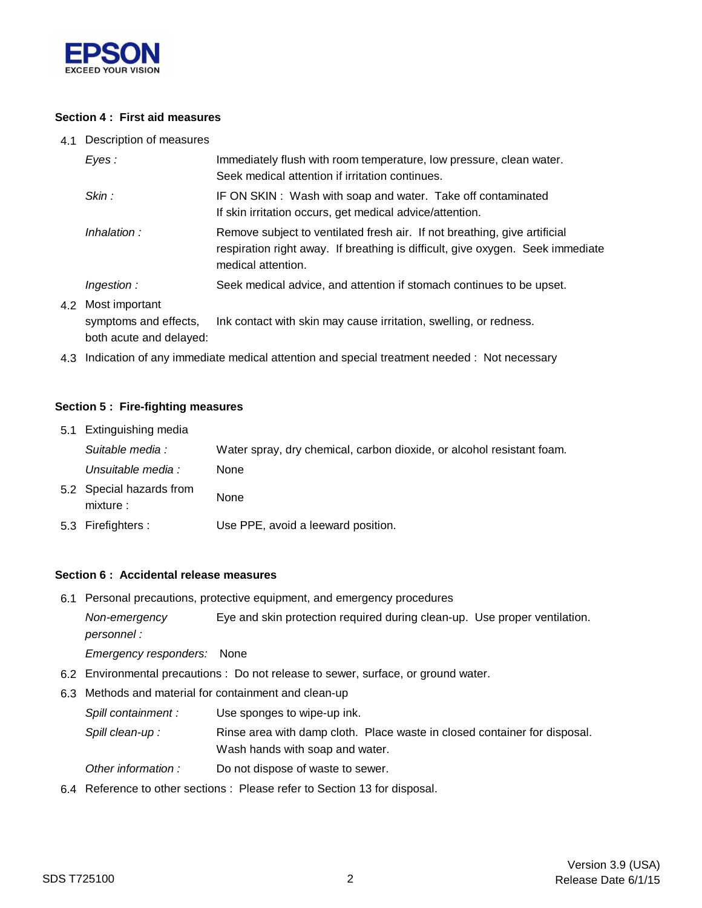### Section 4 : First aid measures

4.1 Description of measures

| | |
|---|---|
| *Eyes :* | Immediately flush with room temperature, low pressure, clean water. Seek medical attention if irritation continues. |
| *Skin :* | IF ON SKIN : Wash with soap and water. Take off contaminated If skin irritation occurs, get medical advice/attention. |
| *Inhalation :* | Remove subject to ventilated fresh air. If not breathing, give artificial respiration right away. If breathing is difficult, give oxygen. Seek immediate medical attention. |
| *Ingestion :* | Seek medical advice, and attention if stomach continues to be upset. |

4.2 Most important symptoms and effects, both acute and delayed: Ink contact with skin may cause irritation, swelling, or redness.

4.3 Indication of any immediate medical attention and special treatment needed : Not necessary

### Section 5 : Fire-fighting measures

5.1 Extinguishing media

| | |
|---|---|
| *Suitable media :* | Water spray, dry chemical, carbon dioxide, or alcohol resistant foam. |
| *Unsuitable media :* | None |

5.2 Special hazards from mixture : None

5.3 Firefighters : Use PPE, avoid a leeward position.

### Section 6 : Accidental release measures

6.1 Personal precautions, protective equipment, and emergency procedures

| | |
|---|---|
| *Non-emergency personnel :* | Eye and skin protection required during clean-up. Use proper ventilation. |
| *Emergency responders:* | None |

6.2 Environmental precautions : Do not release to sewer, surface, or ground water.

6.3 Methods and material for containment and clean-up

| | |
|---|---|
| *Spill containment :* | Use sponges to wipe-up ink. |
| *Spill clean-up :* | Rinse area with damp cloth. Place waste in closed container for disposal. Wash hands with soap and water. |
| *Other information :* | Do not dispose of waste to sewer. |

6.4 Reference to other sections : Please refer to Section 13 for disposal.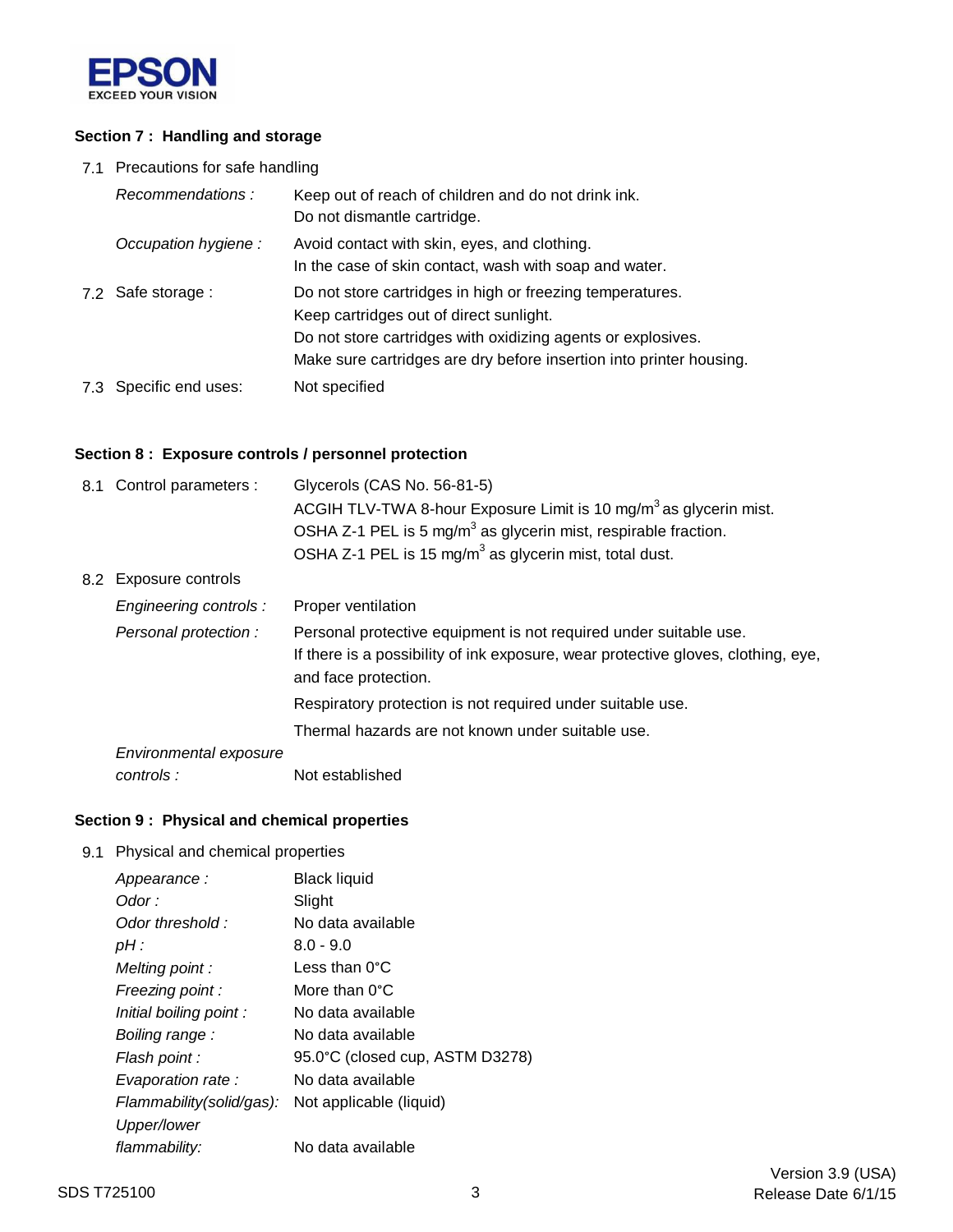## Section 7 : Handling and storage

7.1 Precautions for safe handling

| | |
|---|---|
| *Recommendations :* | Keep out of reach of children and do not drink ink.<br>Do not dismantle cartridge. |
| *Occupation hygiene :* | Avoid contact with skin, eyes, and clothing.<br>In the case of skin contact, wash with soap and water. |
| 7.2 Safe storage : | Do not store cartridges in high or freezing temperatures.<br>Keep cartridges out of direct sunlight.<br>Do not store cartridges with oxidizing agents or explosives.<br>Make sure cartridges are dry before insertion into printer housing. |
| 7.3 Specific end uses: | Not specified |

## Section 8 : Exposure controls / personnel protection

| | |
|---|---|
| 8.1 Control parameters : | Glycerols (CAS No. 56-81-5)<br>ACGIH TLV-TWA 8-hour Exposure Limit is 10 $mg/m^3$ as glycerin mist.<br>OSHA Z-1 PEL is 5 $mg/m^3$ as glycerin mist, respirable fraction.<br>OSHA Z-1 PEL is 15 $mg/m^3$ as glycerin mist, total dust. |
| 8.2 Exposure controls | |
| *Engineering controls :* | Proper ventilation |
| *Personal protection :* | Personal protective equipment is not required under suitable use.<br>If there is a possibility of ink exposure, wear protective gloves, clothing, eye, and face protection.<br>Respiratory protection is not required under suitable use.<br>Thermal hazards are not known under suitable use. |
| *Environmental exposure controls :* | Not established |

## Section 9 : Physical and chemical properties

9.1 Physical and chemical properties

| | |
|---|---|
| *Appearance :* | Black liquid |
| *Odor :* | Slight |
| *Odor threshold :* | No data available |
| *pH :* | 8.0 - 9.0 |
| *Melting point :* | Less than 0°C |
| *Freezing point :* | More than 0°C |
| *Initial boiling point :* | No data available |
| *Boiling range :* | No data available |
| *Flash point :* | 95.0°C (closed cup, ASTM D3278) |
| *Evaporation rate :* | No data available |
| *Flammability(solid/gas):* | Not applicable (liquid) |
| *Upper/lower flammability:* | No data available |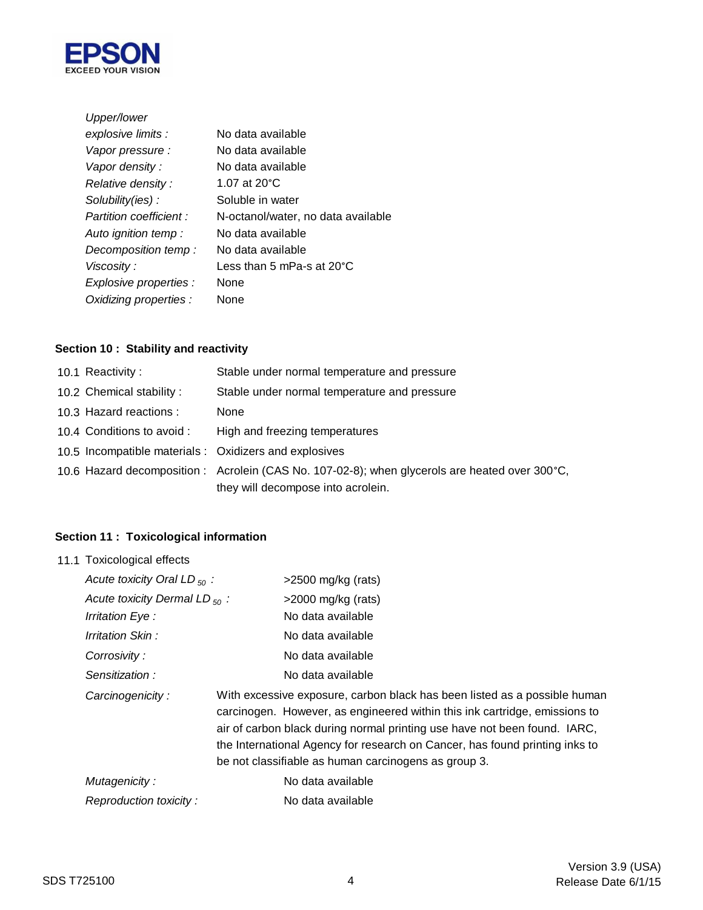| | |
|---|---|
| *Upper/lower explosive limits :* | No data available |
| *Vapor pressure :* | No data available |
| *Vapor density :* | No data available |
| *Relative density :* | 1.07 at 20°C |
| *Solubility(ies) :* | Soluble in water |
| *Partition coefficient :* | N-octanol/water, no data available |
| *Auto ignition temp :* | No data available |
| *Decomposition temp :* | No data available |
| *Viscosity :* | Less than 5 mPa-s at 20°C |
| *Explosive properties :* | None |
| *Oxidizing properties :* | None |

**Section 10 : Stability and reactivity**

| | |
|---|---|
| 10.1 Reactivity : | Stable under normal temperature and pressure |
| 10.2 Chemical stability : | Stable under normal temperature and pressure |
| 10.3 Hazard reactions : | None |
| 10.4 Conditions to avoid : | High and freezing temperatures |
| 10.5 Incompatible materials : | Oxidizers and explosives |
| 10.6 Hazard decomposition : | Acrolein (CAS No. 107-02-8); when glycerols are heated over 300°C, they will decompose into acrolein. |

**Section 11 : Toxicological information**

11.1 Toxicological effects

| | |
|---|---|
| *Acute toxicity Oral $LD_{50}$ :* | >2500 mg/kg (rats) |
| *Acute toxicity Dermal $LD_{50}$ :* | >2000 mg/kg (rats) |
| *Irritation Eye :* | No data available |
| *Irritation Skin :* | No data available |
| *Corrosivity :* | No data available |
| *Sensitization :* | No data available |
| *Carcinogenicity :* | With excessive exposure, carbon black has been listed as a possible human carcinogen. However, as engineered within this ink cartridge, emissions to air of carbon black during normal printing use have not been found. IARC, the International Agency for research on Cancer, has found printing inks to be not classifiable as human carcinogens as group 3. |
| *Mutagenicity :* | No data available |
| *Reproduction toxicity :* | No data available |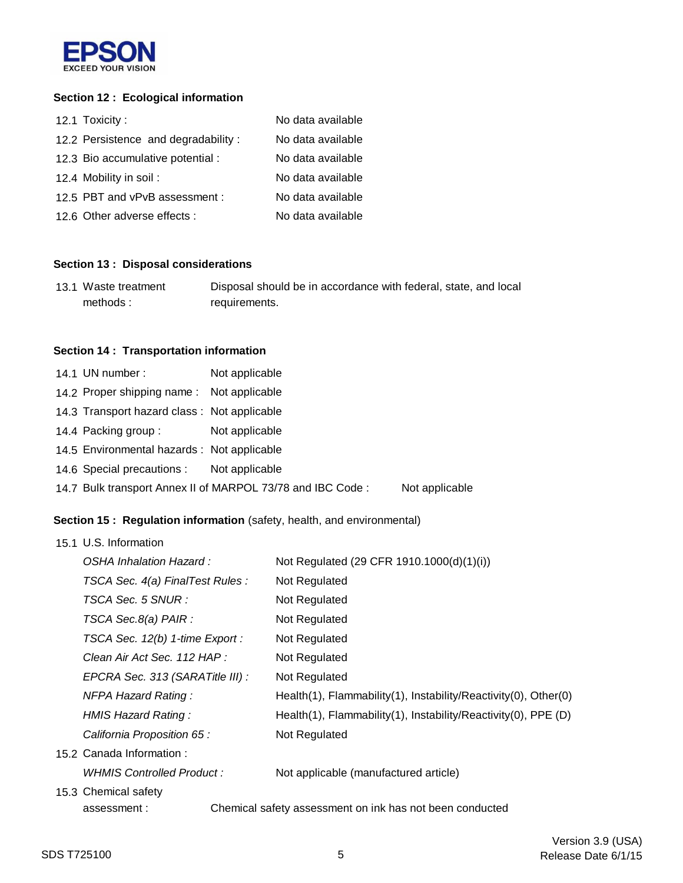## Section 12 : Ecological information

| | |
|---|---|
| 12.1 Toxicity : | No data available |
| 12.2 Persistence and degradability : | No data available |
| 12.3 Bio accumulative potential : | No data available |
| 12.4 Mobility in soil : | No data available |
| 12.5 PBT and vPvB assessment : | No data available |
| 12.6 Other adverse effects : | No data available |

## Section 13 : Disposal considerations

| | |
|---|---|
| 13.1 Waste treatment methods : | Disposal should be in accordance with federal, state, and local requirements. |

## Section 14 : Transportation information

| | |
|---|---|
| 14.1 UN number : | Not applicable |
| 14.2 Proper shipping name : | Not applicable |
| 14.3 Transport hazard class : | Not applicable |
| 14.4 Packing group : | Not applicable |
| 14.5 Environmental hazards : | Not applicable |
| 14.6 Special precautions : | Not applicable |
| 14.7 Bulk transport Annex II of MARPOL 73/78 and IBC Code : | Not applicable |

## Section 15 : Regulation information (safety, health, and environmental)

15.1 U.S. Information

| | |
|---|---|
| *OSHA Inhalation Hazard :* | Not Regulated (29 CFR 1910.1000(d)(1)(i)) |
| *TSCA Sec. 4(a) FinalTest Rules :* | Not Regulated |
| *TSCA Sec. 5 SNUR :* | Not Regulated |
| *TSCA Sec.8(a) PAIR :* | Not Regulated |
| *TSCA Sec. 12(b) 1-time Export :* | Not Regulated |
| *Clean Air Act Sec. 112 HAP :* | Not Regulated |
| *EPCRA Sec. 313 (SARATitle III) :* | Not Regulated |
| *NFPA Hazard Rating :* | Health(1), Flammability(1), Instability/Reactivity(0), Other(0) |
| *HMIS Hazard Rating :* | Health(1), Flammability(1), Instability/Reactivity(0), PPE (D) |
| *California Proposition 65 :* | Not Regulated |

15.2 Canada Information :

| | |
|---|---|
| *WHMIS Controlled Product :* | Not applicable (manufactured article) |

15.3 Chemical safety assessment : Chemical safety assessment on ink has not been conducted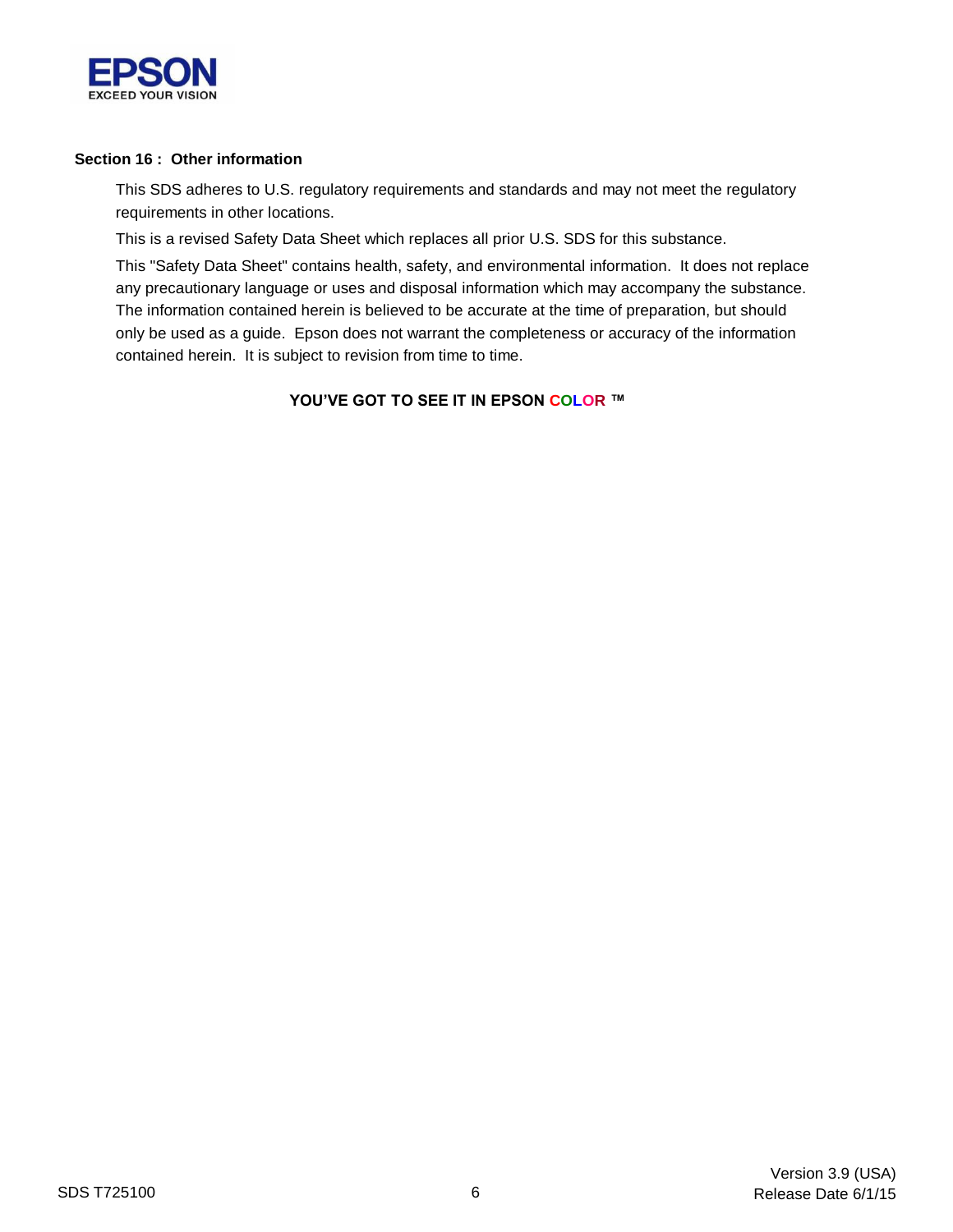## Section 16 : Other information

This SDS adheres to U.S. regulatory requirements and standards and may not meet the regulatory requirements in other locations.

This is a revised Safety Data Sheet which replaces all prior U.S. SDS for this substance.

This "Safety Data Sheet" contains health, safety, and environmental information. It does not replace any precautionary language or uses and disposal information which may accompany the substance. The information contained herein is believed to be accurate at the time of preparation, but should only be used as a guide. Epson does not warrant the completeness or accuracy of the information contained herein. It is subject to revision from time to time.

**YOU'VE GOT TO SEE IT IN EPSON COLOR ™**